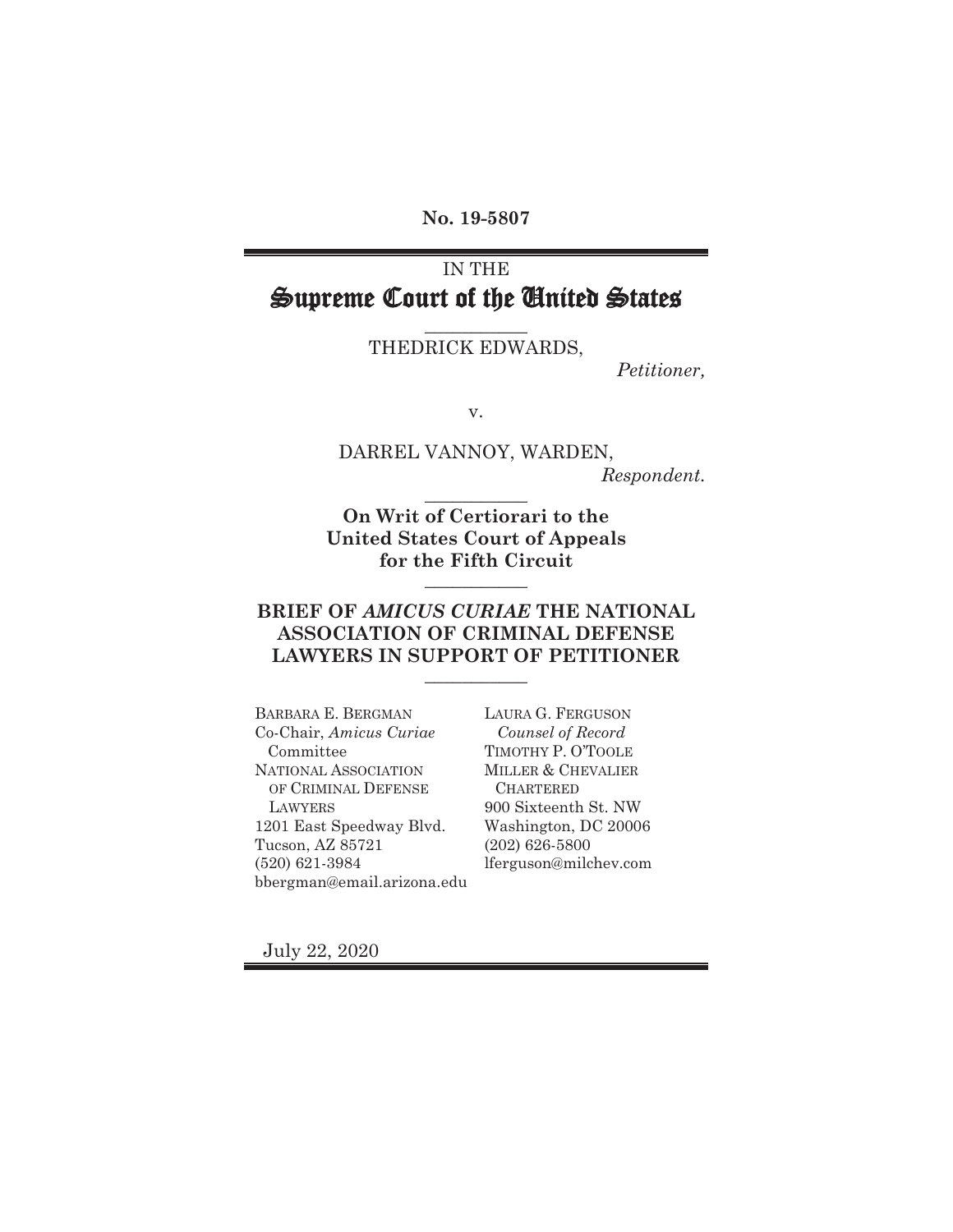**No. 19-5807**

IN THE

# Supreme Court of the United States

THEDRICK EDWARDS,

*Petitioner,*

v.

DARREL VANNOY, WARDEN,

*Respondent.*

**On Writ of Certiorari to the United States Court of Appeals for the Fifth Circuit**

## BRIEF OF *AMICUS CURIAE* THE NATIONAL ASSOCIATION OF CRIMINAL DEFENSE LAWYERS IN SUPPORT OF PETITIONER

BARBARA E. BERGMAN
Co-Chair, *Amicus Curiae* Committee
NATIONAL ASSOCIATION OF CRIMINAL DEFENSE LAWYERS
1201 East Speedway Blvd.
Tucson, AZ 85721
(520) 621-3984
bbergman@email.arizona.edu

LAURA G. FERGUSON
*Counsel of Record*
TIMOTHY P. O'TOOLE
MILLER & CHEVALIER CHARTERED
900 Sixteenth St. NW
Washington, DC 20006
(202) 626-5800
lferguson@milchev.com

July 22, 2020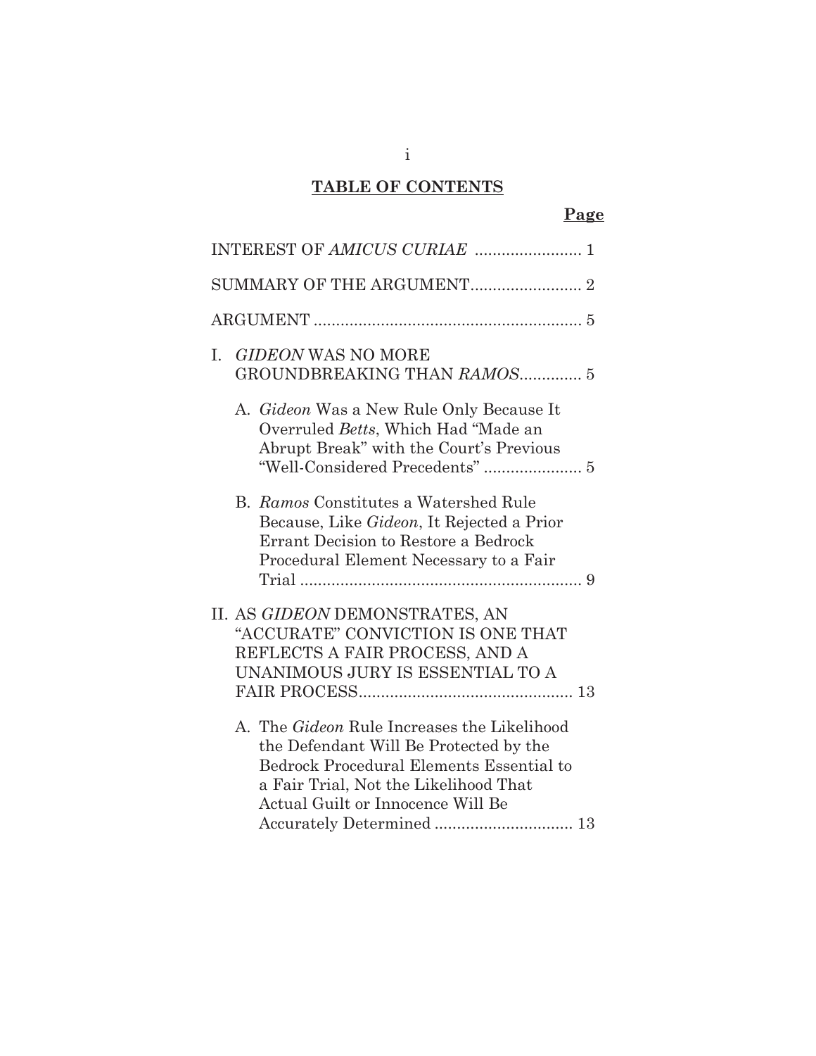## TABLE OF CONTENTS

**Page**

INTEREST OF *AMICUS CURIAE* ........................ 1

SUMMARY OF THE ARGUMENT......................... 2

ARGUMENT ............................................................ 5

I. *GIDEON* WAS NO MORE GROUNDBREAKING THAN *RAMOS*.............. 5

   A. *Gideon* Was a New Rule Only Because It Overruled *Betts*, Which Had "Made an Abrupt Break" with the Court's Previous "Well-Considered Precedents" ...................... 5

   B. *Ramos* Constitutes a Watershed Rule Because, Like *Gideon*, It Rejected a Prior Errant Decision to Restore a Bedrock Procedural Element Necessary to a Fair Trial ............................................................... 9

II. AS *GIDEON* DEMONSTRATES, AN "ACCURATE" CONVICTION IS ONE THAT REFLECTS A FAIR PROCESS, AND A UNANIMOUS JURY IS ESSENTIAL TO A FAIR PROCESS................................................ 13

   A. The *Gideon* Rule Increases the Likelihood the Defendant Will Be Protected by the Bedrock Procedural Elements Essential to a Fair Trial, Not the Likelihood That Actual Guilt or Innocence Will Be Accurately Determined ............................... 13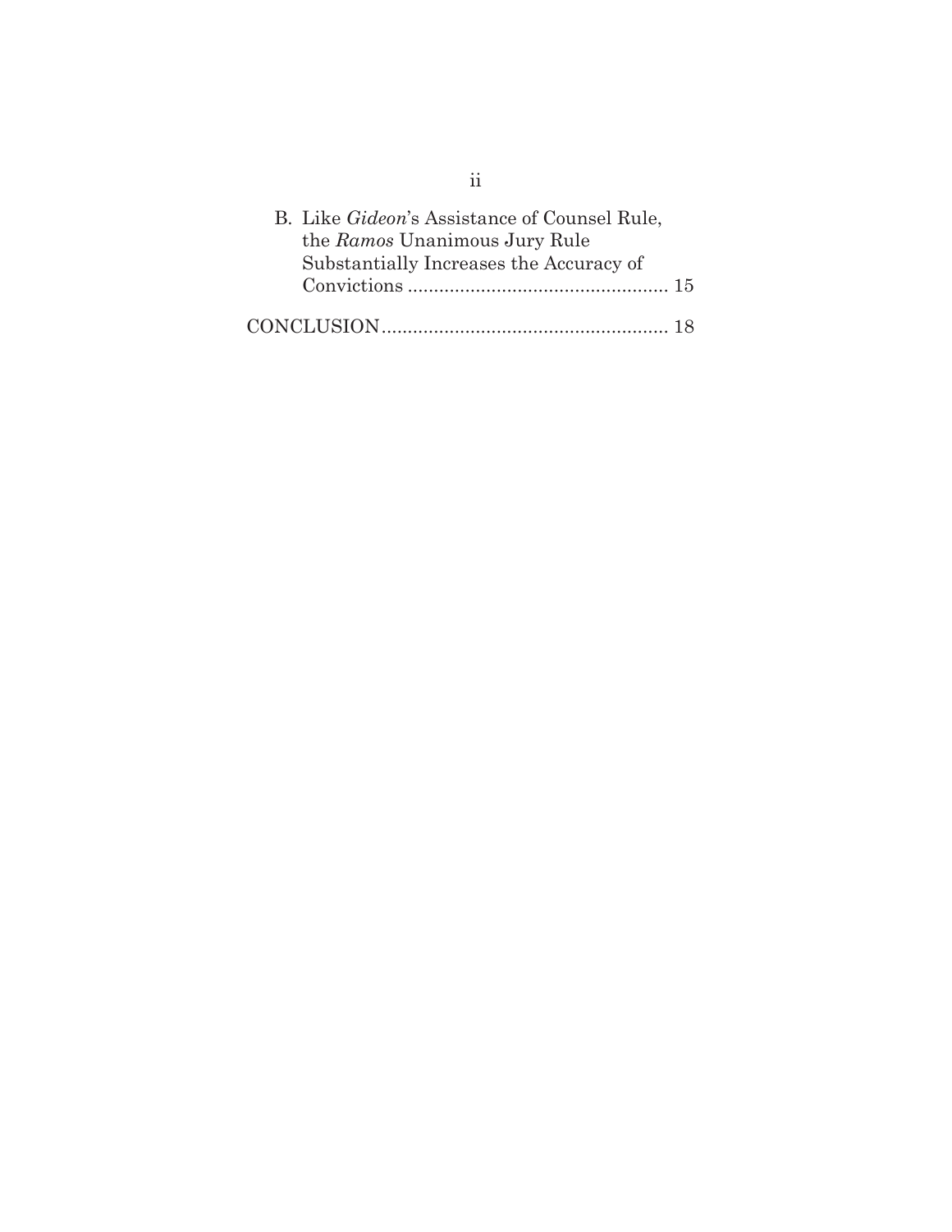B. Like *Gideon*'s Assistance of Counsel Rule, the *Ramos* Unanimous Jury Rule Substantially Increases the Accuracy of Convictions .................................................. 15

CONCLUSION...................................................... 18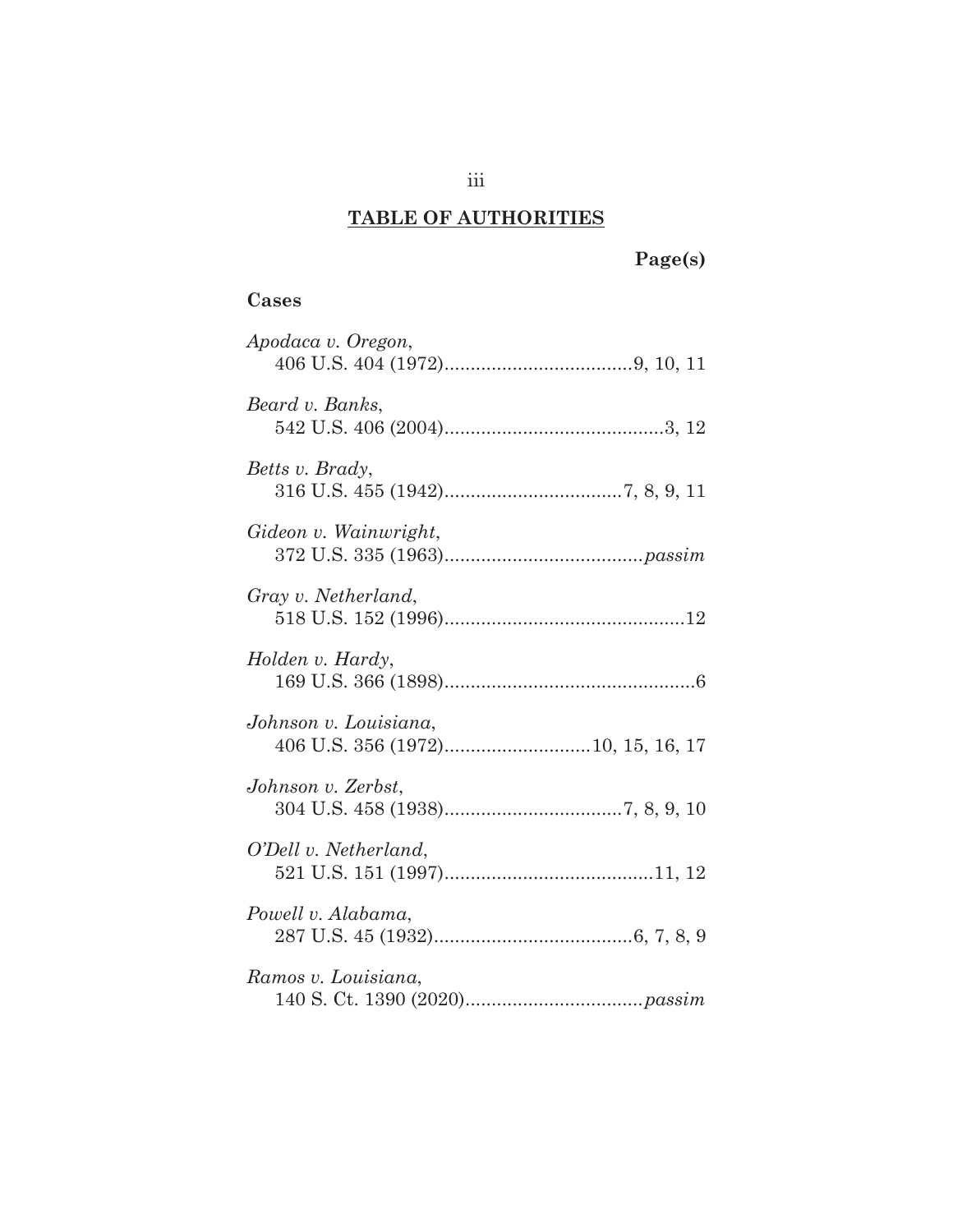## TABLE OF AUTHORITIES

**Page(s)**

**Cases**

*Apodaca v. Oregon*,
406 U.S. 404 (1972)....................................9, 10, 11

*Beard v. Banks*,
542 U.S. 406 (2004)..........................................3, 12

*Betts v. Brady*,
316 U.S. 455 (1942)..................................7, 8, 9, 11

*Gideon v. Wainwright*,
372 U.S. 335 (1963)......................................*passim*

*Gray v. Netherland*,
518 U.S. 152 (1996)..............................................12

*Holden v. Hardy*,
169 U.S. 366 (1898)................................................6

*Johnson v. Louisiana*,
406 U.S. 356 (1972)............................10, 15, 16, 17

*Johnson v. Zerbst*,
304 U.S. 458 (1938)..................................7, 8, 9, 10

*O'Dell v. Netherland*,
521 U.S. 151 (1997)........................................11, 12

*Powell v. Alabama*,
287 U.S. 45 (1932)......................................6, 7, 8, 9

*Ramos v. Louisiana*,
140 S. Ct. 1390 (2020)..................................*passim*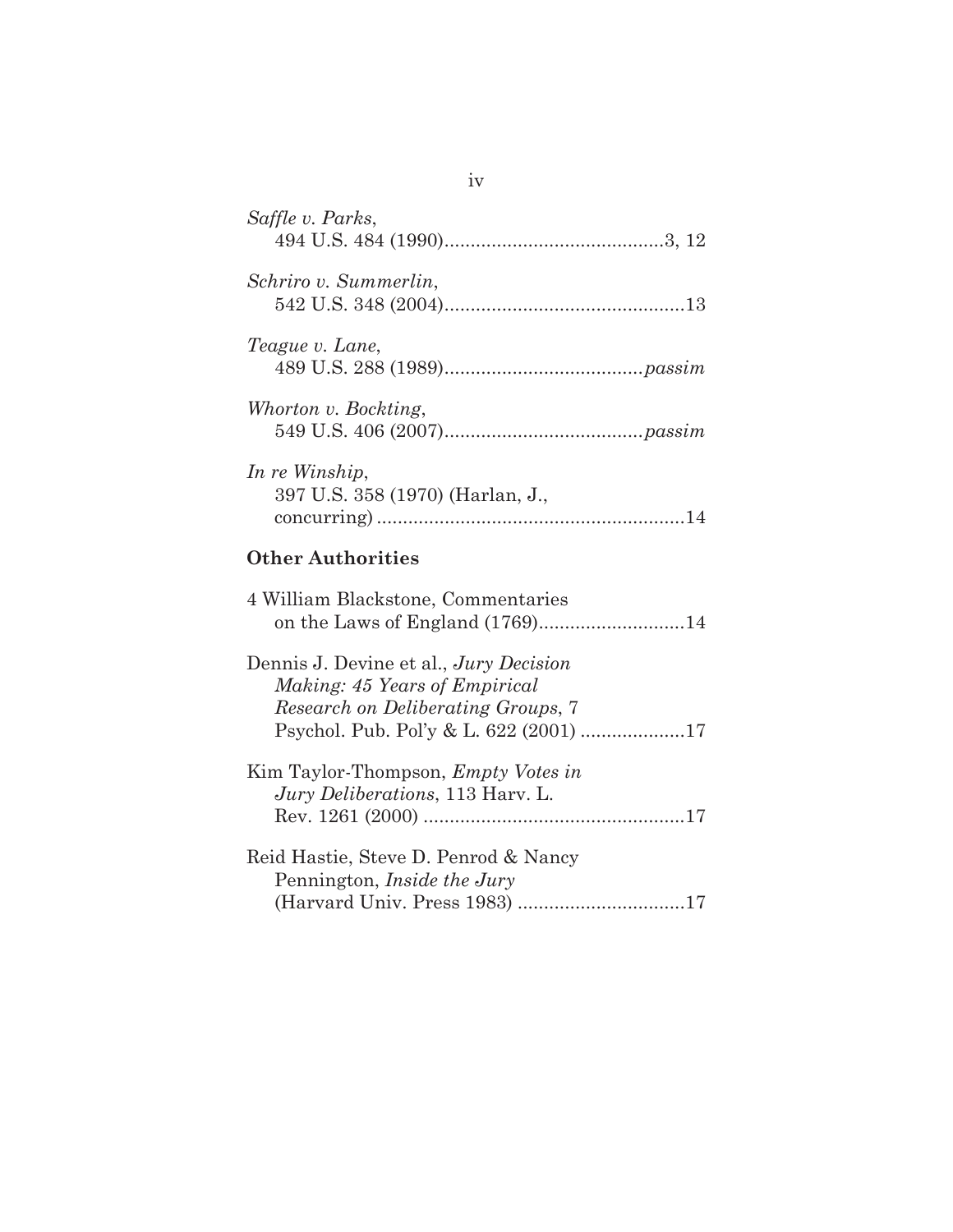*Saffle v. Parks*,
494 U.S. 484 (1990)..........................................3, 12

*Schriro v. Summerlin*,
542 U.S. 348 (2004).............................................13

*Teague v. Lane*,
489 U.S. 288 (1989).....................................*passim*

*Whorton v. Bockting*,
549 U.S. 406 (2007).....................................*passim*

*In re Winship*,
397 U.S. 358 (1970) (Harlan, J., concurring) ..........................................................14

**Other Authorities**

4 William Blackstone, Commentaries on the Laws of England (1769)...........................14

Dennis J. Devine et al., *Jury Decision Making: 45 Years of Empirical Research on Deliberating Groups*, 7 Psychol. Pub. Pol'y & L. 622 (2001) ....................17

Kim Taylor-Thompson, *Empty Votes in Jury Deliberations*, 113 Harv. L. Rev. 1261 (2000) ..................................................17

Reid Hastie, Steve D. Penrod & Nancy Pennington, *Inside the Jury* (Harvard Univ. Press 1983) ................................17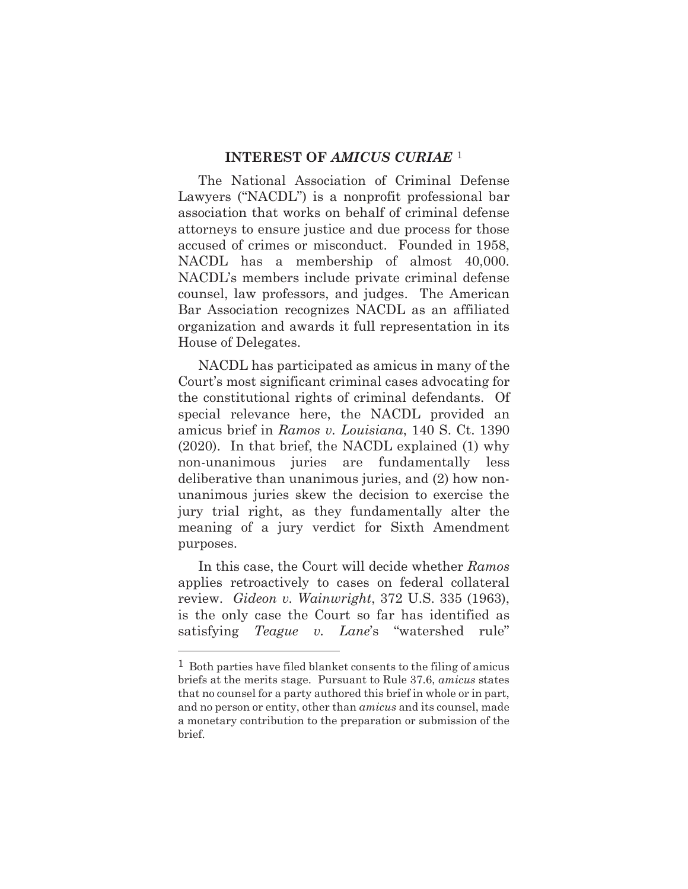## INTEREST OF *AMICUS CURIAE* [1]

The National Association of Criminal Defense Lawyers ("NACDL") is a nonprofit professional bar association that works on behalf of criminal defense attorneys to ensure justice and due process for those accused of crimes or misconduct. Founded in 1958, NACDL has a membership of almost 40,000. NACDL's members include private criminal defense counsel, law professors, and judges. The American Bar Association recognizes NACDL as an affiliated organization and awards it full representation in its House of Delegates.

NACDL has participated as amicus in many of the Court's most significant criminal cases advocating for the constitutional rights of criminal defendants. Of special relevance here, the NACDL provided an amicus brief in *Ramos v. Louisiana*, 140 S. Ct. 1390 (2020). In that brief, the NACDL explained (1) why non-unanimous juries are fundamentally less deliberative than unanimous juries, and (2) how non-unanimous juries skew the decision to exercise the jury trial right, as they fundamentally alter the meaning of a jury verdict for Sixth Amendment purposes.

In this case, the Court will decide whether *Ramos* applies retroactively to cases on federal collateral review. *Gideon v. Wainwright*, 372 U.S. 335 (1963), is the only case the Court so far has identified as satisfying *Teague v. Lane*'s "watershed rule"

---

[1] Both parties have filed blanket consents to the filing of amicus briefs at the merits stage. Pursuant to Rule 37.6, *amicus* states that no counsel for a party authored this brief in whole or in part, and no person or entity, other than *amicus* and its counsel, made a monetary contribution to the preparation or submission of the brief.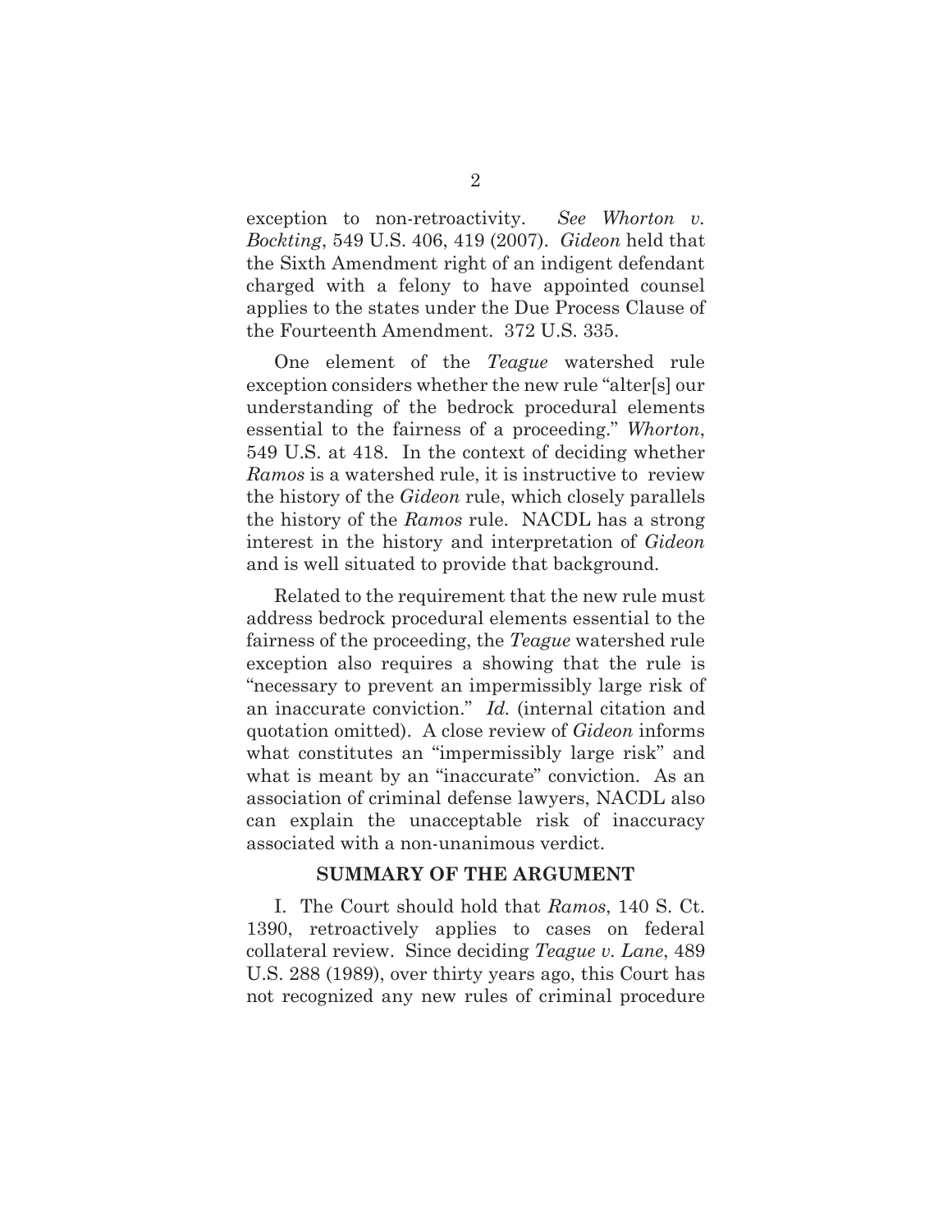exception to non-retroactivity. *See Whorton v. Bockting*, 549 U.S. 406, 419 (2007). *Gideon* held that the Sixth Amendment right of an indigent defendant charged with a felony to have appointed counsel applies to the states under the Due Process Clause of the Fourteenth Amendment. 372 U.S. 335.

One element of the *Teague* watershed rule exception considers whether the new rule "alter[s] our understanding of the bedrock procedural elements essential to the fairness of a proceeding." *Whorton*, 549 U.S. at 418. In the context of deciding whether *Ramos* is a watershed rule, it is instructive to review the history of the *Gideon* rule, which closely parallels the history of the *Ramos* rule. NACDL has a strong interest in the history and interpretation of *Gideon* and is well situated to provide that background.

Related to the requirement that the new rule must address bedrock procedural elements essential to the fairness of the proceeding, the *Teague* watershed rule exception also requires a showing that the rule is "necessary to prevent an impermissibly large risk of an inaccurate conviction." *Id.* (internal citation and quotation omitted). A close review of *Gideon* informs what constitutes an "impermissibly large risk" and what is meant by an "inaccurate" conviction. As an association of criminal defense lawyers, NACDL also can explain the unacceptable risk of inaccuracy associated with a non-unanimous verdict.

## SUMMARY OF THE ARGUMENT

I. The Court should hold that *Ramos*, 140 S. Ct. 1390, retroactively applies to cases on federal collateral review. Since deciding *Teague v. Lane*, 489 U.S. 288 (1989), over thirty years ago, this Court has not recognized any new rules of criminal procedure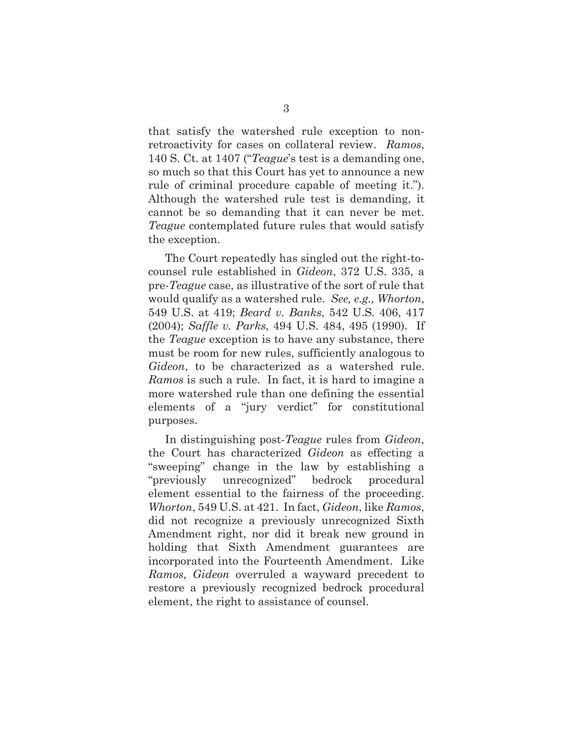that satisfy the watershed rule exception to non-retroactivity for cases on collateral review. *Ramos*, 140 S. Ct. at 1407 ("*Teague*'s test is a demanding one, so much so that this Court has yet to announce a new rule of criminal procedure capable of meeting it."). Although the watershed rule test is demanding, it cannot be so demanding that it can never be met. *Teague* contemplated future rules that would satisfy the exception.

The Court repeatedly has singled out the right-to-counsel rule established in *Gideon*, 372 U.S. 335, a pre-*Teague* case, as illustrative of the sort of rule that would qualify as a watershed rule. *See, e.g., Whorton*, 549 U.S. at 419; *Beard v. Banks*, 542 U.S. 406, 417 (2004); *Saffle v. Parks*, 494 U.S. 484, 495 (1990). If the *Teague* exception is to have any substance, there must be room for new rules, sufficiently analogous to *Gideon*, to be characterized as a watershed rule. *Ramos* is such a rule. In fact, it is hard to imagine a more watershed rule than one defining the essential elements of a "jury verdict" for constitutional purposes.

In distinguishing post-*Teague* rules from *Gideon*, the Court has characterized *Gideon* as effecting a "sweeping" change in the law by establishing a "previously unrecognized" bedrock procedural element essential to the fairness of the proceeding. *Whorton*, 549 U.S. at 421. In fact, *Gideon*, like *Ramos*, did not recognize a previously unrecognized Sixth Amendment right, nor did it break new ground in holding that Sixth Amendment guarantees are incorporated into the Fourteenth Amendment. Like *Ramos*, *Gideon* overruled a wayward precedent to restore a previously recognized bedrock procedural element, the right to assistance of counsel.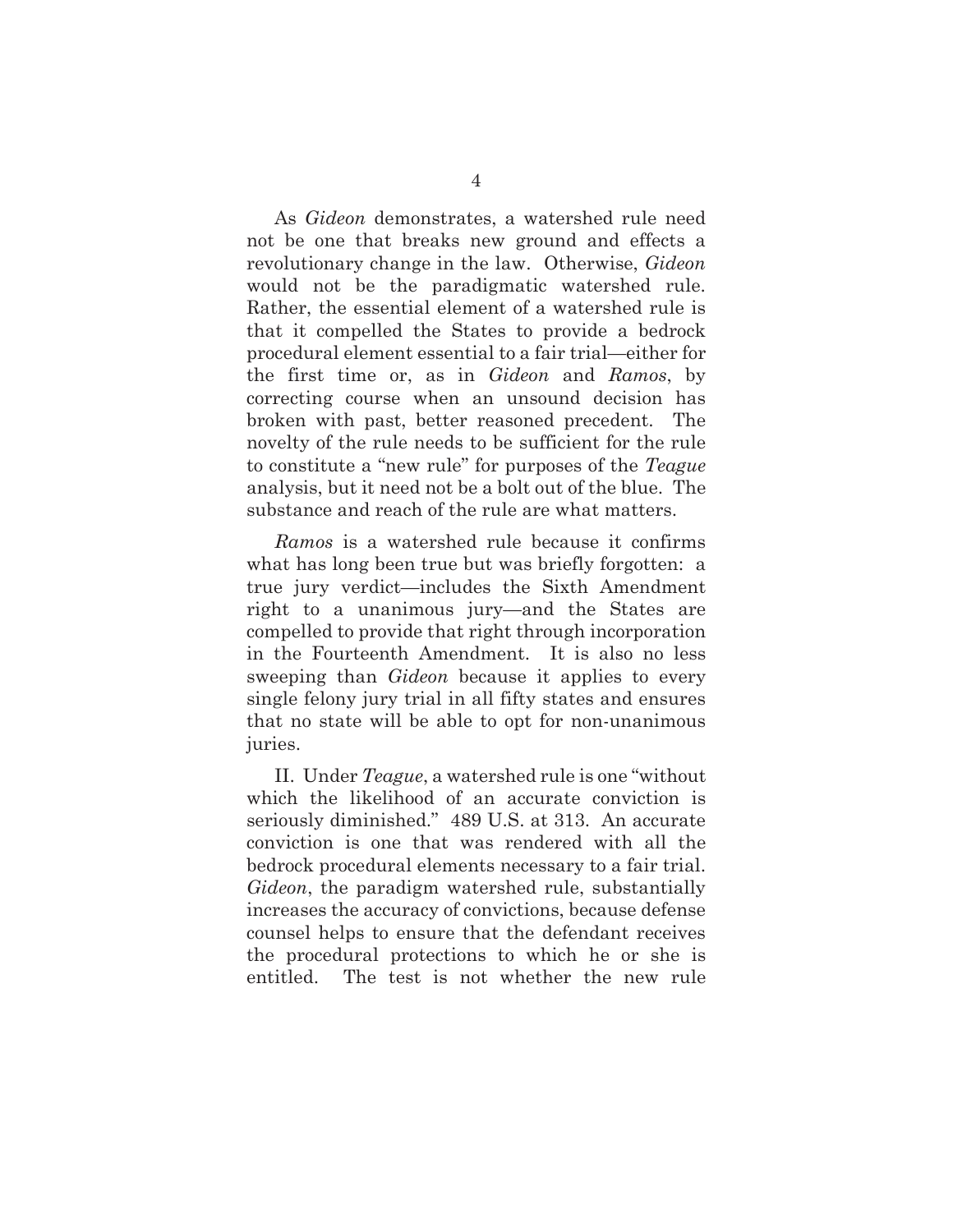As *Gideon* demonstrates, a watershed rule need not be one that breaks new ground and effects a revolutionary change in the law. Otherwise, *Gideon* would not be the paradigmatic watershed rule. Rather, the essential element of a watershed rule is that it compelled the States to provide a bedrock procedural element essential to a fair trial—either for the first time or, as in *Gideon* and *Ramos*, by correcting course when an unsound decision has broken with past, better reasoned precedent. The novelty of the rule needs to be sufficient for the rule to constitute a "new rule" for purposes of the *Teague* analysis, but it need not be a bolt out of the blue. The substance and reach of the rule are what matters.

*Ramos* is a watershed rule because it confirms what has long been true but was briefly forgotten: a true jury verdict—includes the Sixth Amendment right to a unanimous jury—and the States are compelled to provide that right through incorporation in the Fourteenth Amendment. It is also no less sweeping than *Gideon* because it applies to every single felony jury trial in all fifty states and ensures that no state will be able to opt for non-unanimous juries.

II. Under *Teague*, a watershed rule is one "without which the likelihood of an accurate conviction is seriously diminished." 489 U.S. at 313. An accurate conviction is one that was rendered with all the bedrock procedural elements necessary to a fair trial. *Gideon*, the paradigm watershed rule, substantially increases the accuracy of convictions, because defense counsel helps to ensure that the defendant receives the procedural protections to which he or she is entitled. The test is not whether the new rule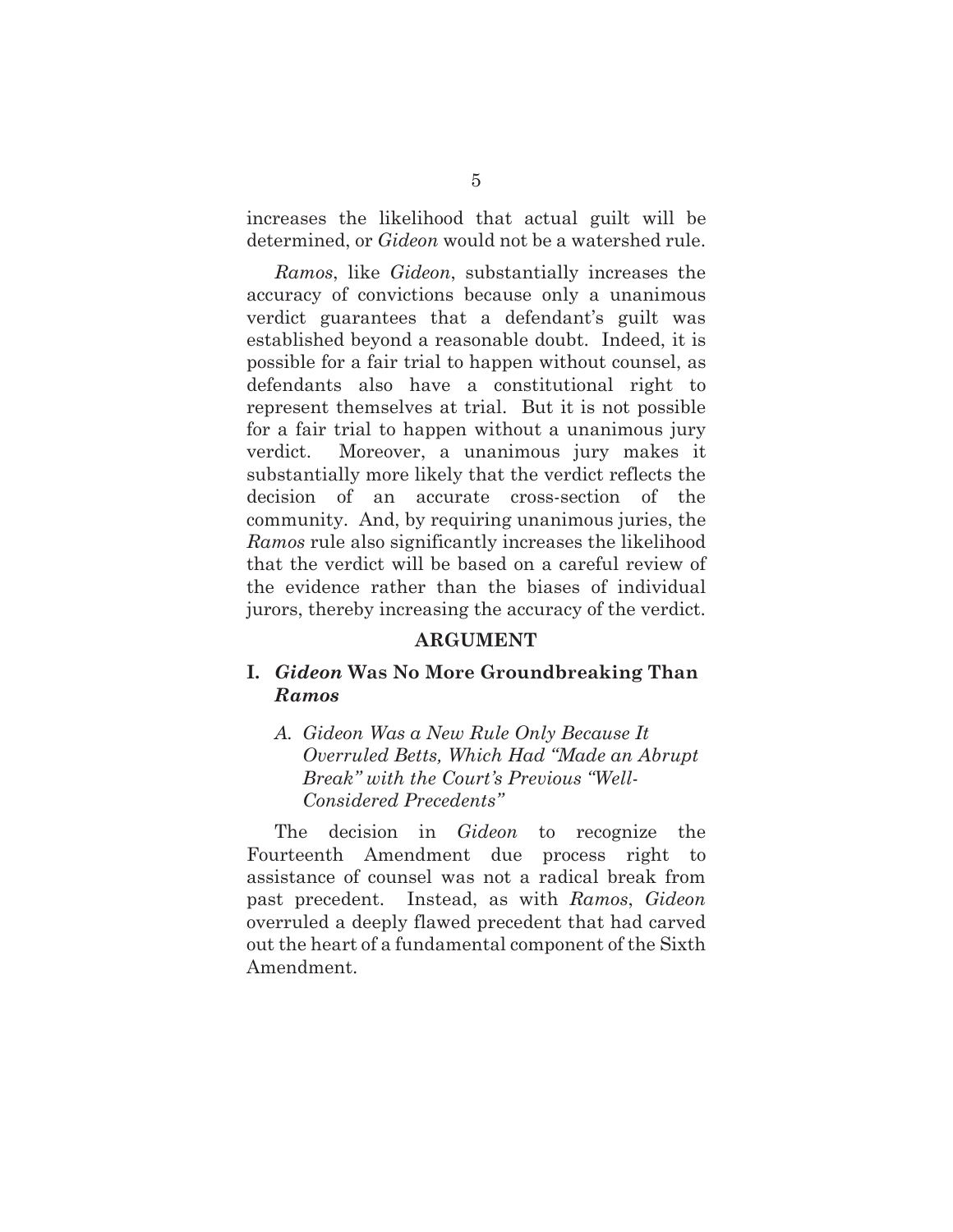increases the likelihood that actual guilt will be determined, or *Gideon* would not be a watershed rule.

*Ramos*, like *Gideon*, substantially increases the accuracy of convictions because only a unanimous verdict guarantees that a defendant's guilt was established beyond a reasonable doubt. Indeed, it is possible for a fair trial to happen without counsel, as defendants also have a constitutional right to represent themselves at trial. But it is not possible for a fair trial to happen without a unanimous jury verdict. Moreover, a unanimous jury makes it substantially more likely that the verdict reflects the decision of an accurate cross-section of the community. And, by requiring unanimous juries, the *Ramos* rule also significantly increases the likelihood that the verdict will be based on a careful review of the evidence rather than the biases of individual jurors, thereby increasing the accuracy of the verdict.

## ARGUMENT

### I. *Gideon* Was No More Groundbreaking Than *Ramos*

#### *A. Gideon Was a New Rule Only Because It Overruled Betts, Which Had "Made an Abrupt Break" with the Court's Previous "Well-Considered Precedents"*

The decision in *Gideon* to recognize the Fourteenth Amendment due process right to assistance of counsel was not a radical break from past precedent. Instead, as with *Ramos*, *Gideon* overruled a deeply flawed precedent that had carved out the heart of a fundamental component of the Sixth Amendment.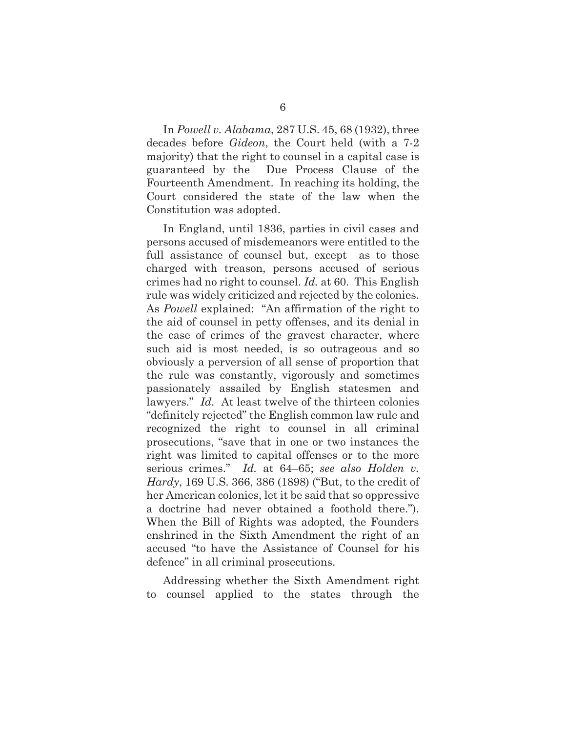In *Powell v. Alabama*, 287 U.S. 45, 68 (1932), three decades before *Gideon*, the Court held (with a 7-2 majority) that the right to counsel in a capital case is guaranteed by the Due Process Clause of the Fourteenth Amendment. In reaching its holding, the Court considered the state of the law when the Constitution was adopted.

In England, until 1836, parties in civil cases and persons accused of misdemeanors were entitled to the full assistance of counsel but, except as to those charged with treason, persons accused of serious crimes had no right to counsel. *Id.* at 60. This English rule was widely criticized and rejected by the colonies. As *Powell* explained: "An affirmation of the right to the aid of counsel in petty offenses, and its denial in the case of crimes of the gravest character, where such aid is most needed, is so outrageous and so obviously a perversion of all sense of proportion that the rule was constantly, vigorously and sometimes passionately assailed by English statesmen and lawyers." *Id.* At least twelve of the thirteen colonies "definitely rejected" the English common law rule and recognized the right to counsel in all criminal prosecutions, "save that in one or two instances the right was limited to capital offenses or to the more serious crimes." *Id.* at 64–65; *see also Holden v. Hardy*, 169 U.S. 366, 386 (1898) ("But, to the credit of her American colonies, let it be said that so oppressive a doctrine had never obtained a foothold there."). When the Bill of Rights was adopted, the Founders enshrined in the Sixth Amendment the right of an accused "to have the Assistance of Counsel for his defence" in all criminal prosecutions.

Addressing whether the Sixth Amendment right to counsel applied to the states through the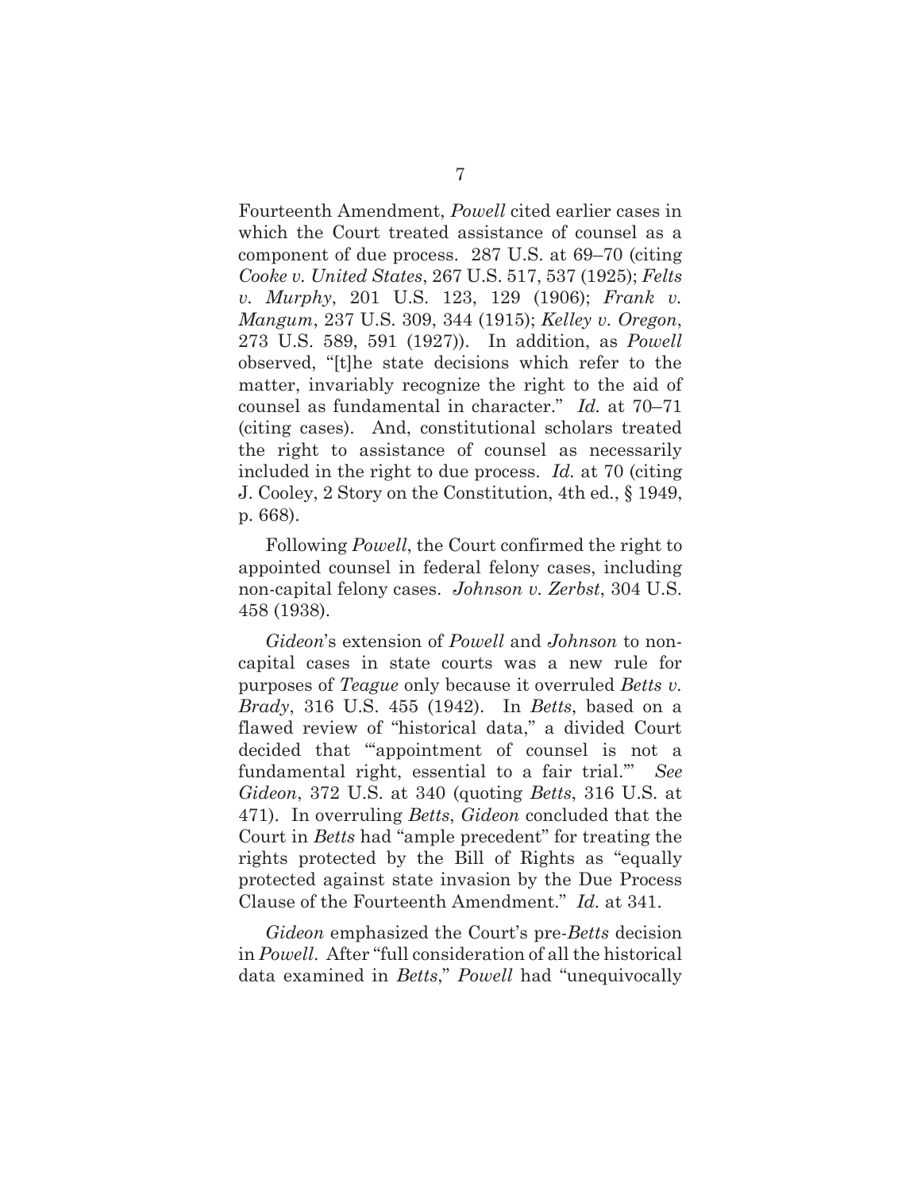Fourteenth Amendment, *Powell* cited earlier cases in which the Court treated assistance of counsel as a component of due process. 287 U.S. at 69–70 (citing *Cooke v. United States*, 267 U.S. 517, 537 (1925); *Felts v. Murphy*, 201 U.S. 123, 129 (1906); *Frank v. Mangum*, 237 U.S. 309, 344 (1915); *Kelley v. Oregon*, 273 U.S. 589, 591 (1927)). In addition, as *Powell* observed, "[t]he state decisions which refer to the matter, invariably recognize the right to the aid of counsel as fundamental in character." *Id.* at 70–71 (citing cases). And, constitutional scholars treated the right to assistance of counsel as necessarily included in the right to due process. *Id.* at 70 (citing J. Cooley, 2 Story on the Constitution, 4th ed., § 1949, p. 668).

Following *Powell*, the Court confirmed the right to appointed counsel in federal felony cases, including non-capital felony cases. *Johnson v. Zerbst*, 304 U.S. 458 (1938).

*Gideon*'s extension of *Powell* and *Johnson* to non-capital cases in state courts was a new rule for purposes of *Teague* only because it overruled *Betts v. Brady*, 316 U.S. 455 (1942). In *Betts*, based on a flawed review of "historical data," a divided Court decided that "'appointment of counsel is not a fundamental right, essential to a fair trial.'" *See Gideon*, 372 U.S. at 340 (quoting *Betts*, 316 U.S. at 471). In overruling *Betts*, *Gideon* concluded that the Court in *Betts* had "ample precedent" for treating the rights protected by the Bill of Rights as "equally protected against state invasion by the Due Process Clause of the Fourteenth Amendment." *Id.* at 341.

*Gideon* emphasized the Court's pre-*Betts* decision in *Powell*. After "full consideration of all the historical data examined in *Betts*," *Powell* had "unequivocally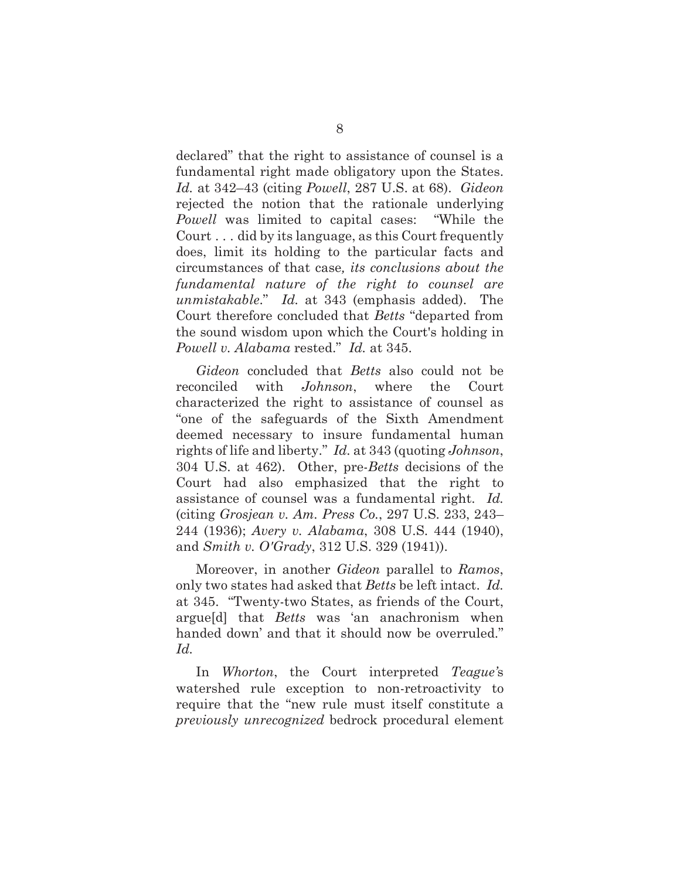declared" that the right to assistance of counsel is a fundamental right made obligatory upon the States. *Id.* at 342–43 (citing *Powell*, 287 U.S. at 68). *Gideon* rejected the notion that the rationale underlying *Powell* was limited to capital cases: "While the Court . . . did by its language, as this Court frequently does, limit its holding to the particular facts and circumstances of that case*, its conclusions about the fundamental nature of the right to counsel are unmistakable*." *Id.* at 343 (emphasis added). The Court therefore concluded that *Betts* "departed from the sound wisdom upon which the Court's holding in *Powell v. Alabama* rested." *Id.* at 345.

*Gideon* concluded that *Betts* also could not be reconciled with *Johnson*, where the Court characterized the right to assistance of counsel as "one of the safeguards of the Sixth Amendment deemed necessary to insure fundamental human rights of life and liberty." *Id.* at 343 (quoting *Johnson*, 304 U.S. at 462). Other, pre-*Betts* decisions of the Court had also emphasized that the right to assistance of counsel was a fundamental right. *Id.* (citing *Grosjean v. Am. Press Co.*, 297 U.S. 233, 243–244 (1936); *Avery v. Alabama*, 308 U.S. 444 (1940), and *Smith v. O'Grady*, 312 U.S. 329 (1941)).

Moreover, in another *Gideon* parallel to *Ramos*, only two states had asked that *Betts* be left intact. *Id.* at 345. "Twenty-two States, as friends of the Court, argue[d] that *Betts* was 'an anachronism when handed down' and that it should now be overruled." *Id.*

In *Whorton*, the Court interpreted *Teague'*s watershed rule exception to non-retroactivity to require that the "new rule must itself constitute a *previously unrecognized* bedrock procedural element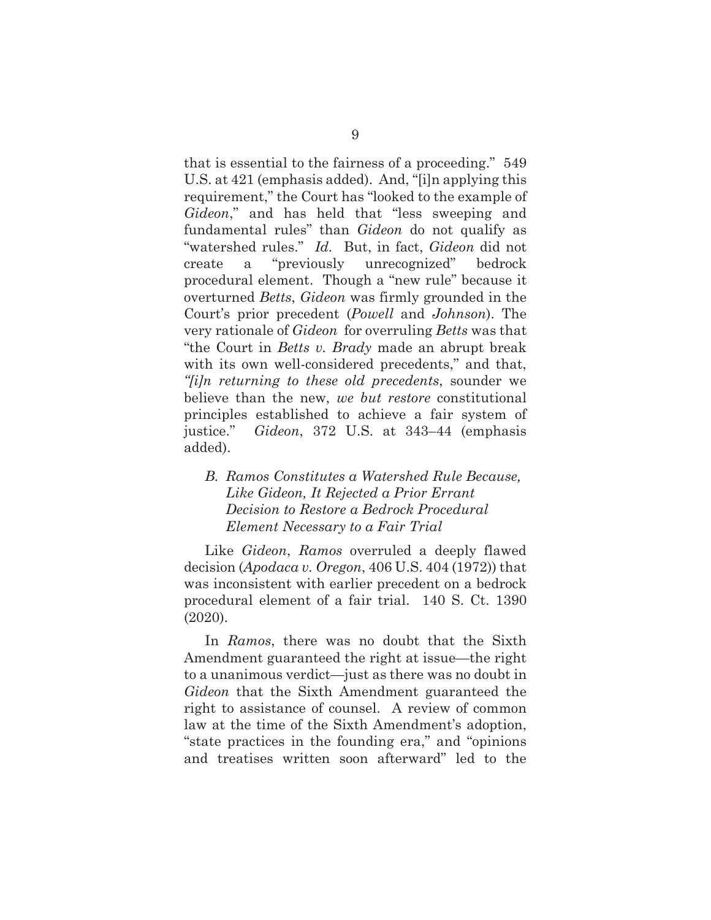that is essential to the fairness of a proceeding." 549 U.S. at 421 (emphasis added). And, "[i]n applying this requirement," the Court has "looked to the example of *Gideon*," and has held that "less sweeping and fundamental rules" than *Gideon* do not qualify as "watershed rules." *Id.* But, in fact, *Gideon* did not create a "previously unrecognized" bedrock procedural element. Though a "new rule" because it overturned *Betts*, *Gideon* was firmly grounded in the Court's prior precedent (*Powell* and *Johnson*). The very rationale of *Gideon* for overruling *Betts* was that "the Court in *Betts v. Brady* made an abrupt break with its own well-considered precedents," and that, *"[i]n returning to these old precedents*, sounder we believe than the new, *we but restore* constitutional principles established to achieve a fair system of justice." *Gideon*, 372 U.S. at 343–44 (emphasis added).

### *B. Ramos Constitutes a Watershed Rule Because, Like Gideon, It Rejected a Prior Errant Decision to Restore a Bedrock Procedural Element Necessary to a Fair Trial*

Like *Gideon*, *Ramos* overruled a deeply flawed decision (*Apodaca v. Oregon*, 406 U.S. 404 (1972)) that was inconsistent with earlier precedent on a bedrock procedural element of a fair trial. 140 S. Ct. 1390 (2020).

In *Ramos*, there was no doubt that the Sixth Amendment guaranteed the right at issue—the right to a unanimous verdict—just as there was no doubt in *Gideon* that the Sixth Amendment guaranteed the right to assistance of counsel. A review of common law at the time of the Sixth Amendment's adoption, "state practices in the founding era," and "opinions and treatises written soon afterward" led to the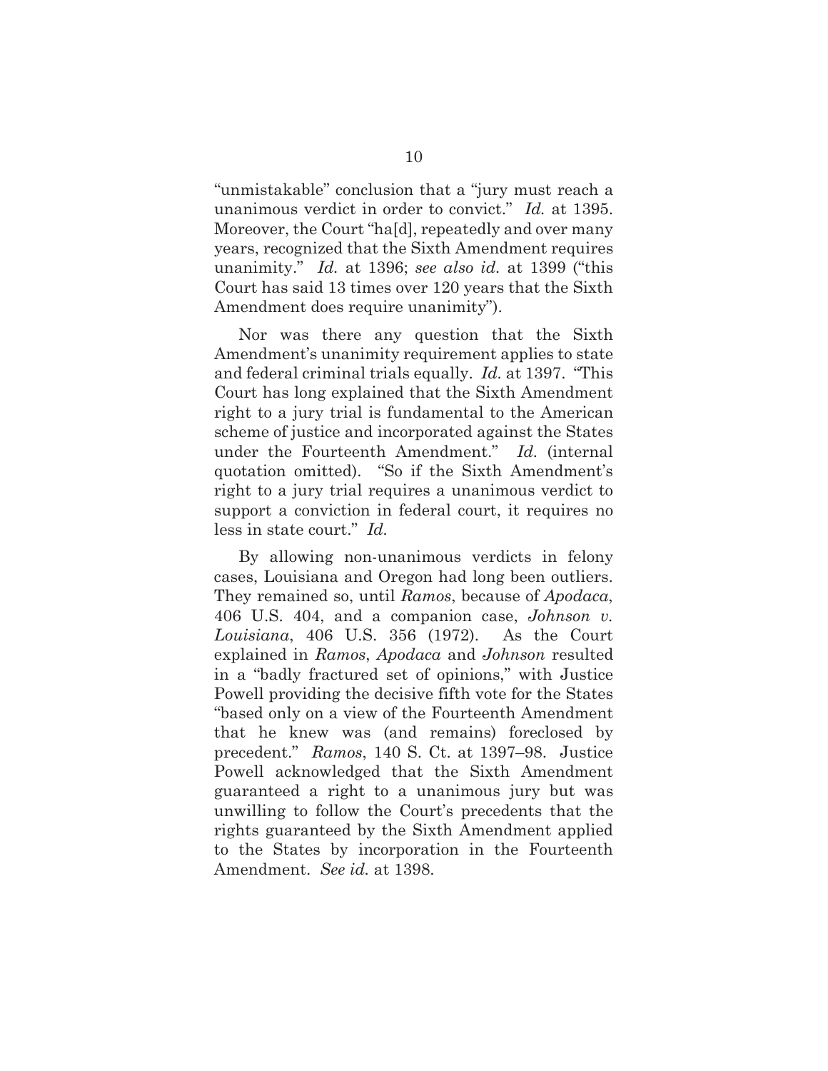"unmistakable" conclusion that a "jury must reach a unanimous verdict in order to convict." *Id.* at 1395. Moreover, the Court "ha[d], repeatedly and over many years, recognized that the Sixth Amendment requires unanimity." *Id.* at 1396; *see also id.* at 1399 ("this Court has said 13 times over 120 years that the Sixth Amendment does require unanimity").

Nor was there any question that the Sixth Amendment's unanimity requirement applies to state and federal criminal trials equally. *Id.* at 1397. "This Court has long explained that the Sixth Amendment right to a jury trial is fundamental to the American scheme of justice and incorporated against the States under the Fourteenth Amendment." *Id.* (internal quotation omitted). "So if the Sixth Amendment's right to a jury trial requires a unanimous verdict to support a conviction in federal court, it requires no less in state court." *Id.*

By allowing non-unanimous verdicts in felony cases, Louisiana and Oregon had long been outliers. They remained so, until *Ramos*, because of *Apodaca*, 406 U.S. 404, and a companion case, *Johnson v. Louisiana*, 406 U.S. 356 (1972). As the Court explained in *Ramos*, *Apodaca* and *Johnson* resulted in a "badly fractured set of opinions," with Justice Powell providing the decisive fifth vote for the States "based only on a view of the Fourteenth Amendment that he knew was (and remains) foreclosed by precedent." *Ramos*, 140 S. Ct. at 1397–98. Justice Powell acknowledged that the Sixth Amendment guaranteed a right to a unanimous jury but was unwilling to follow the Court's precedents that the rights guaranteed by the Sixth Amendment applied to the States by incorporation in the Fourteenth Amendment. *See id.* at 1398.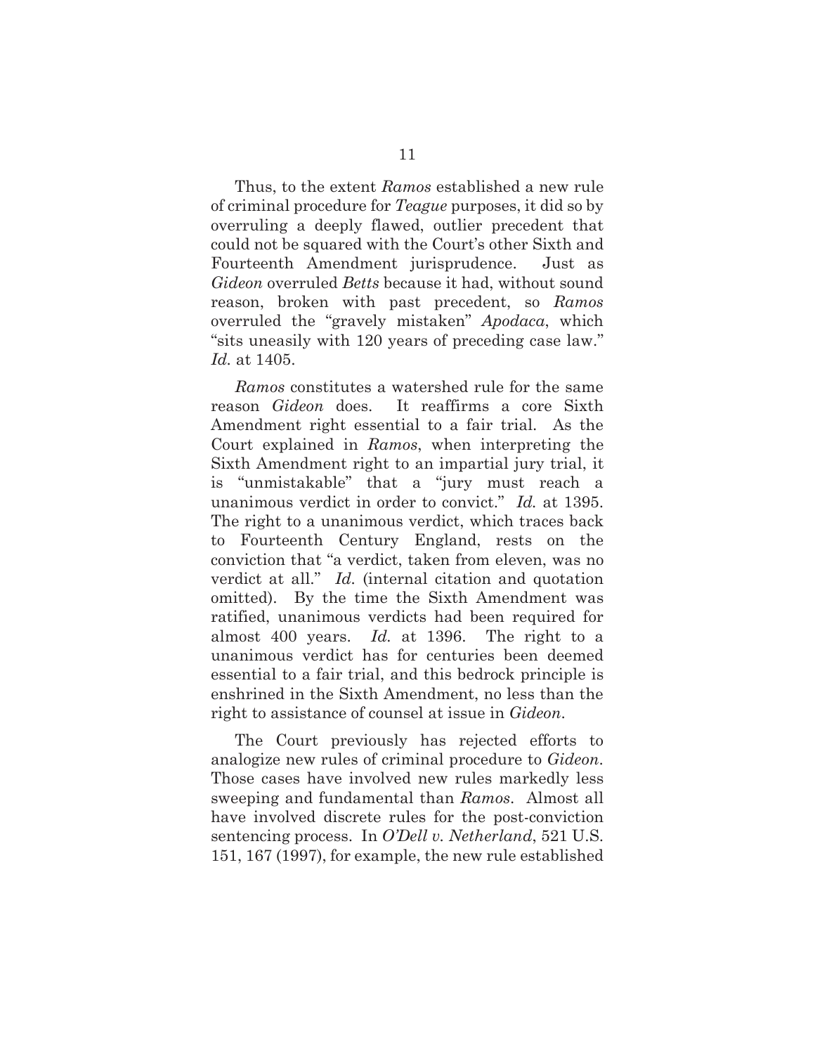Thus, to the extent *Ramos* established a new rule of criminal procedure for *Teague* purposes, it did so by overruling a deeply flawed, outlier precedent that could not be squared with the Court's other Sixth and Fourteenth Amendment jurisprudence. Just as *Gideon* overruled *Betts* because it had, without sound reason, broken with past precedent, so *Ramos* overruled the "gravely mistaken" *Apodaca*, which "sits uneasily with 120 years of preceding case law." *Id.* at 1405.

*Ramos* constitutes a watershed rule for the same reason *Gideon* does. It reaffirms a core Sixth Amendment right essential to a fair trial. As the Court explained in *Ramos*, when interpreting the Sixth Amendment right to an impartial jury trial, it is "unmistakable" that a "jury must reach a unanimous verdict in order to convict." *Id.* at 1395. The right to a unanimous verdict, which traces back to Fourteenth Century England, rests on the conviction that "a verdict, taken from eleven, was no verdict at all." *Id.* (internal citation and quotation omitted). By the time the Sixth Amendment was ratified, unanimous verdicts had been required for almost 400 years. *Id.* at 1396. The right to a unanimous verdict has for centuries been deemed essential to a fair trial, and this bedrock principle is enshrined in the Sixth Amendment, no less than the right to assistance of counsel at issue in *Gideon*.

The Court previously has rejected efforts to analogize new rules of criminal procedure to *Gideon*. Those cases have involved new rules markedly less sweeping and fundamental than *Ramos*. Almost all have involved discrete rules for the post-conviction sentencing process. In *O'Dell v. Netherland*, 521 U.S. 151, 167 (1997), for example, the new rule established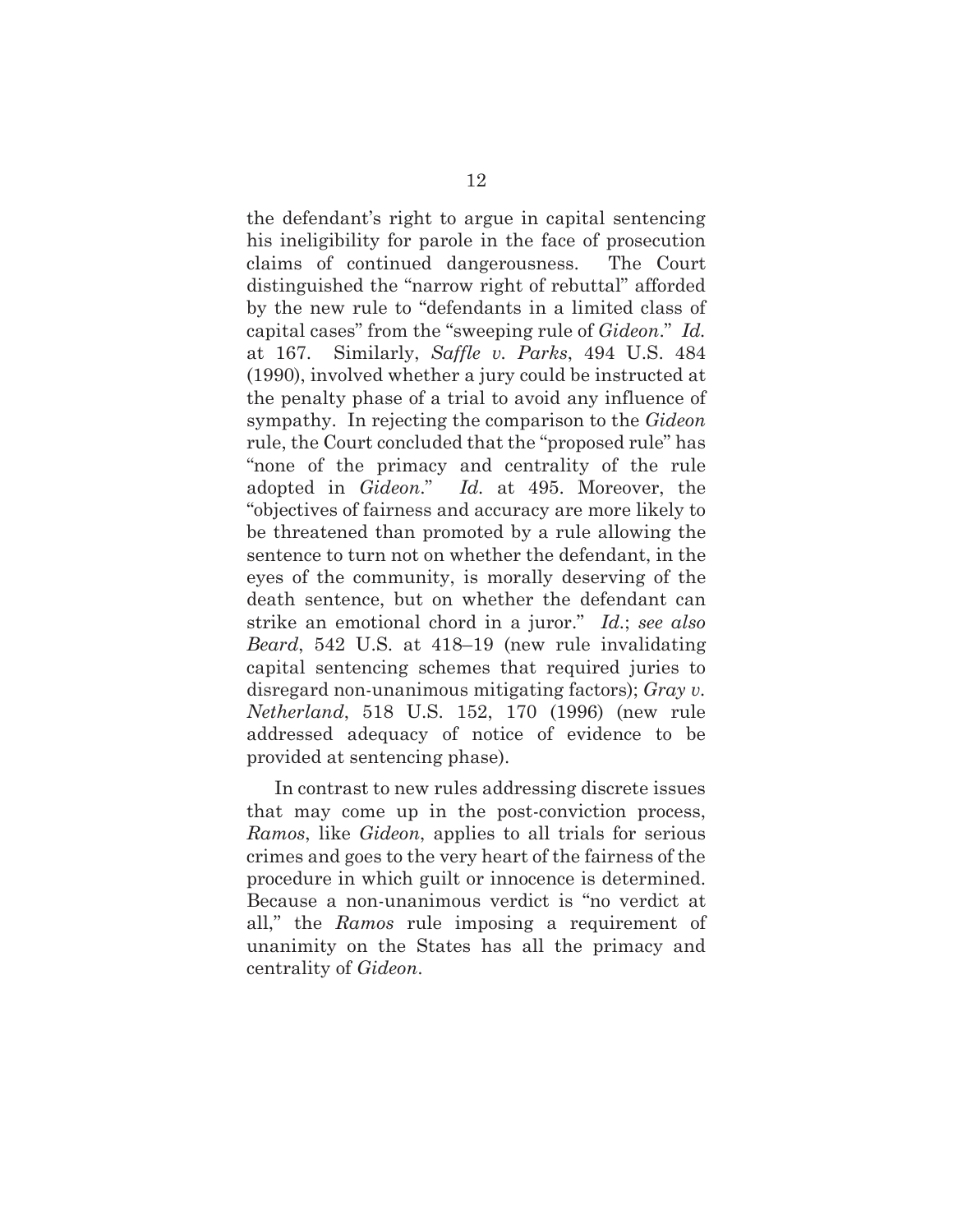the defendant's right to argue in capital sentencing his ineligibility for parole in the face of prosecution claims of continued dangerousness. The Court distinguished the "narrow right of rebuttal" afforded by the new rule to "defendants in a limited class of capital cases" from the "sweeping rule of *Gideon*." *Id.* at 167. Similarly, *Saffle v. Parks*, 494 U.S. 484 (1990), involved whether a jury could be instructed at the penalty phase of a trial to avoid any influence of sympathy. In rejecting the comparison to the *Gideon* rule, the Court concluded that the "proposed rule" has "none of the primacy and centrality of the rule adopted in *Gideon*." *Id.* at 495. Moreover, the "objectives of fairness and accuracy are more likely to be threatened than promoted by a rule allowing the sentence to turn not on whether the defendant, in the eyes of the community, is morally deserving of the death sentence, but on whether the defendant can strike an emotional chord in a juror." *Id.*; *see also Beard*, 542 U.S. at 418–19 (new rule invalidating capital sentencing schemes that required juries to disregard non-unanimous mitigating factors); *Gray v. Netherland*, 518 U.S. 152, 170 (1996) (new rule addressed adequacy of notice of evidence to be provided at sentencing phase).

In contrast to new rules addressing discrete issues that may come up in the post-conviction process, *Ramos*, like *Gideon*, applies to all trials for serious crimes and goes to the very heart of the fairness of the procedure in which guilt or innocence is determined. Because a non-unanimous verdict is "no verdict at all," the *Ramos* rule imposing a requirement of unanimity on the States has all the primacy and centrality of *Gideon*.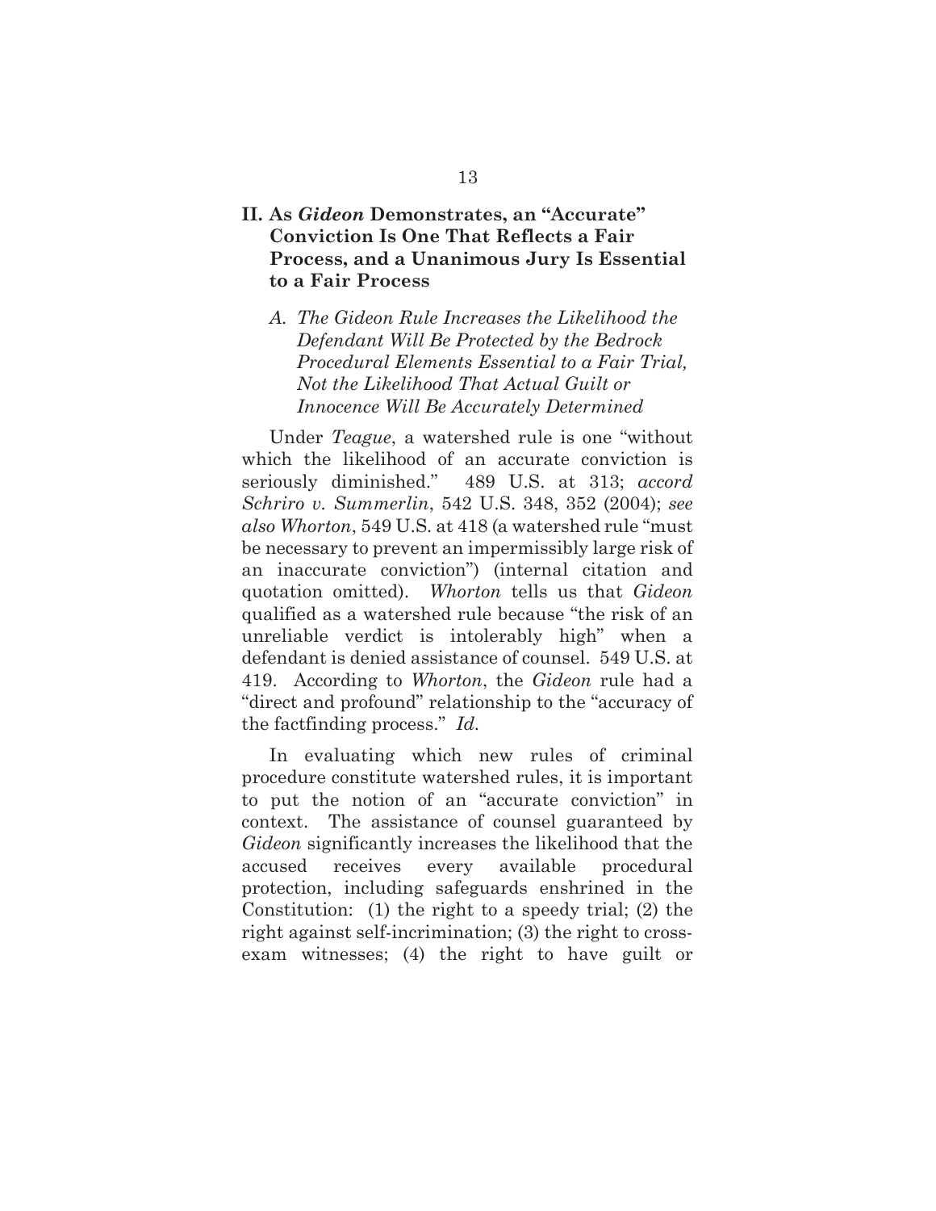## II. As *Gideon* Demonstrates, an "Accurate" Conviction Is One That Reflects a Fair Process, and a Unanimous Jury Is Essential to a Fair Process

### *A. The Gideon Rule Increases the Likelihood the Defendant Will Be Protected by the Bedrock Procedural Elements Essential to a Fair Trial, Not the Likelihood That Actual Guilt or Innocence Will Be Accurately Determined*

Under *Teague*, a watershed rule is one "without which the likelihood of an accurate conviction is seriously diminished." 489 U.S. at 313; *accord Schriro v. Summerlin*, 542 U.S. 348, 352 (2004); *see also Whorton*, 549 U.S. at 418 (a watershed rule "must be necessary to prevent an impermissibly large risk of an inaccurate conviction") (internal citation and quotation omitted). *Whorton* tells us that *Gideon* qualified as a watershed rule because "the risk of an unreliable verdict is intolerably high" when a defendant is denied assistance of counsel. 549 U.S. at 419. According to *Whorton*, the *Gideon* rule had a "direct and profound" relationship to the "accuracy of the factfinding process." *Id.*

In evaluating which new rules of criminal procedure constitute watershed rules, it is important to put the notion of an "accurate conviction" in context. The assistance of counsel guaranteed by *Gideon* significantly increases the likelihood that the accused receives every available procedural protection, including safeguards enshrined in the Constitution: (1) the right to a speedy trial; (2) the right against self-incrimination; (3) the right to cross-exam witnesses; (4) the right to have guilt or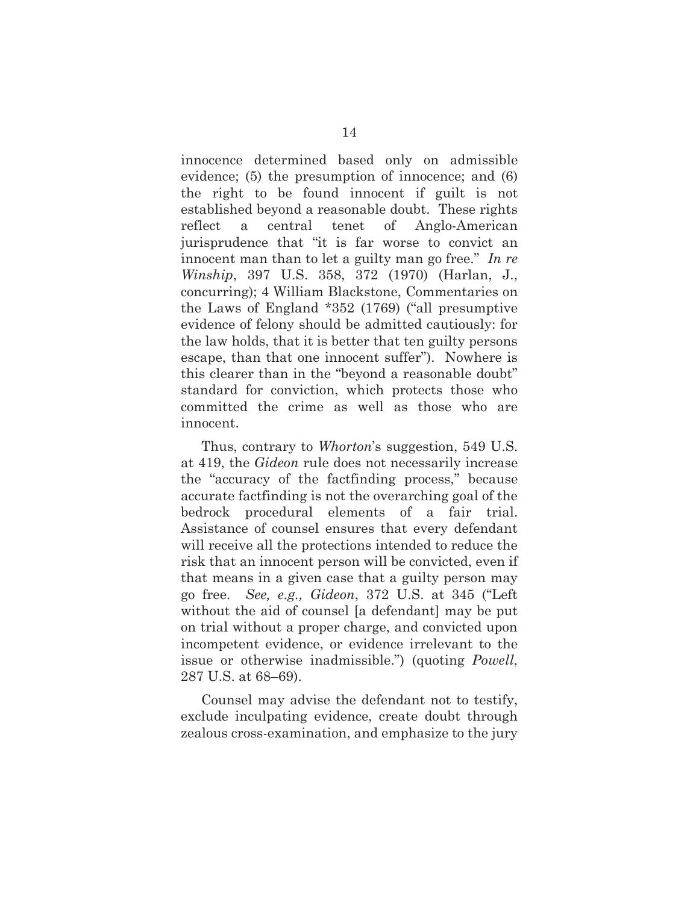innocence determined based only on admissible evidence; (5) the presumption of innocence; and (6) the right to be found innocent if guilt is not established beyond a reasonable doubt. These rights reflect a central tenet of Anglo-American jurisprudence that "it is far worse to convict an innocent man than to let a guilty man go free." *In re Winship*, 397 U.S. 358, 372 (1970) (Harlan, J., concurring); 4 William Blackstone, Commentaries on the Laws of England *352 (1769) ("all presumptive evidence of felony should be admitted cautiously: for the law holds, that it is better that ten guilty persons escape, than that one innocent suffer"). Nowhere is this clearer than in the "beyond a reasonable doubt" standard for conviction, which protects those who committed the crime as well as those who are innocent.

Thus, contrary to *Whorton*'s suggestion, 549 U.S. at 419, the *Gideon* rule does not necessarily increase the "accuracy of the factfinding process," because accurate factfinding is not the overarching goal of the bedrock procedural elements of a fair trial. Assistance of counsel ensures that every defendant will receive all the protections intended to reduce the risk that an innocent person will be convicted, even if that means in a given case that a guilty person may go free. *See, e.g., Gideon*, 372 U.S. at 345 ("Left without the aid of counsel [a defendant] may be put on trial without a proper charge, and convicted upon incompetent evidence, or evidence irrelevant to the issue or otherwise inadmissible.") (quoting *Powell*, 287 U.S. at 68–69).

Counsel may advise the defendant not to testify, exclude inculpating evidence, create doubt through zealous cross-examination, and emphasize to the jury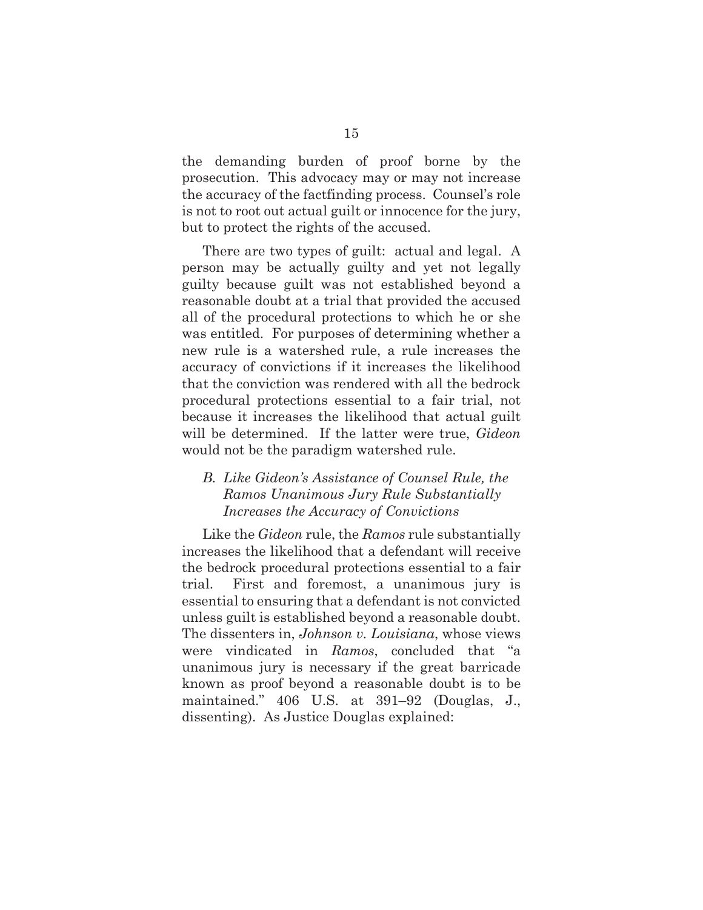the demanding burden of proof borne by the prosecution. This advocacy may or may not increase the accuracy of the factfinding process. Counsel's role is not to root out actual guilt or innocence for the jury, but to protect the rights of the accused.

There are two types of guilt: actual and legal. A person may be actually guilty and yet not legally guilty because guilt was not established beyond a reasonable doubt at a trial that provided the accused all of the procedural protections to which he or she was entitled. For purposes of determining whether a new rule is a watershed rule, a rule increases the accuracy of convictions if it increases the likelihood that the conviction was rendered with all the bedrock procedural protections essential to a fair trial, not because it increases the likelihood that actual guilt will be determined. If the latter were true, *Gideon* would not be the paradigm watershed rule.

### *B. Like Gideon's Assistance of Counsel Rule, the Ramos Unanimous Jury Rule Substantially Increases the Accuracy of Convictions*

Like the *Gideon* rule, the *Ramos* rule substantially increases the likelihood that a defendant will receive the bedrock procedural protections essential to a fair trial. First and foremost, a unanimous jury is essential to ensuring that a defendant is not convicted unless guilt is established beyond a reasonable doubt. The dissenters in, *Johnson v. Louisiana*, whose views were vindicated in *Ramos*, concluded that "a unanimous jury is necessary if the great barricade known as proof beyond a reasonable doubt is to be maintained." 406 U.S. at 391–92 (Douglas, J., dissenting). As Justice Douglas explained: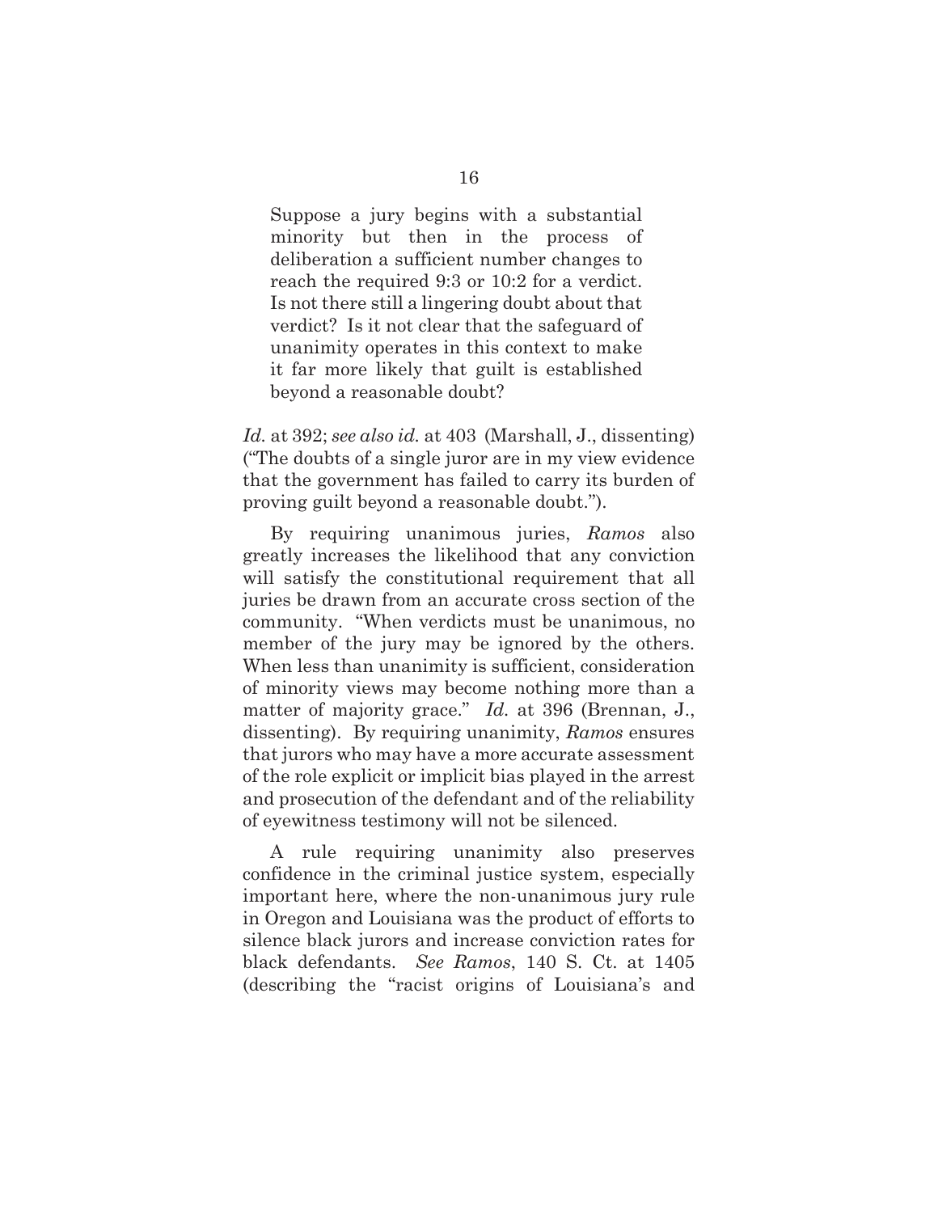> Suppose a jury begins with a substantial minority but then in the process of deliberation a sufficient number changes to reach the required 9:3 or 10:2 for a verdict. Is not there still a lingering doubt about that verdict? Is it not clear that the safeguard of unanimity operates in this context to make it far more likely that guilt is established beyond a reasonable doubt?

*Id.* at 392; *see also id.* at 403 (Marshall, J., dissenting) ("The doubts of a single juror are in my view evidence that the government has failed to carry its burden of proving guilt beyond a reasonable doubt.").

By requiring unanimous juries, *Ramos* also greatly increases the likelihood that any conviction will satisfy the constitutional requirement that all juries be drawn from an accurate cross section of the community. "When verdicts must be unanimous, no member of the jury may be ignored by the others. When less than unanimity is sufficient, consideration of minority views may become nothing more than a matter of majority grace." *Id.* at 396 (Brennan, J., dissenting). By requiring unanimity, *Ramos* ensures that jurors who may have a more accurate assessment of the role explicit or implicit bias played in the arrest and prosecution of the defendant and of the reliability of eyewitness testimony will not be silenced.

A rule requiring unanimity also preserves confidence in the criminal justice system, especially important here, where the non-unanimous jury rule in Oregon and Louisiana was the product of efforts to silence black jurors and increase conviction rates for black defendants. *See Ramos*, 140 S. Ct. at 1405 (describing the "racist origins of Louisiana's and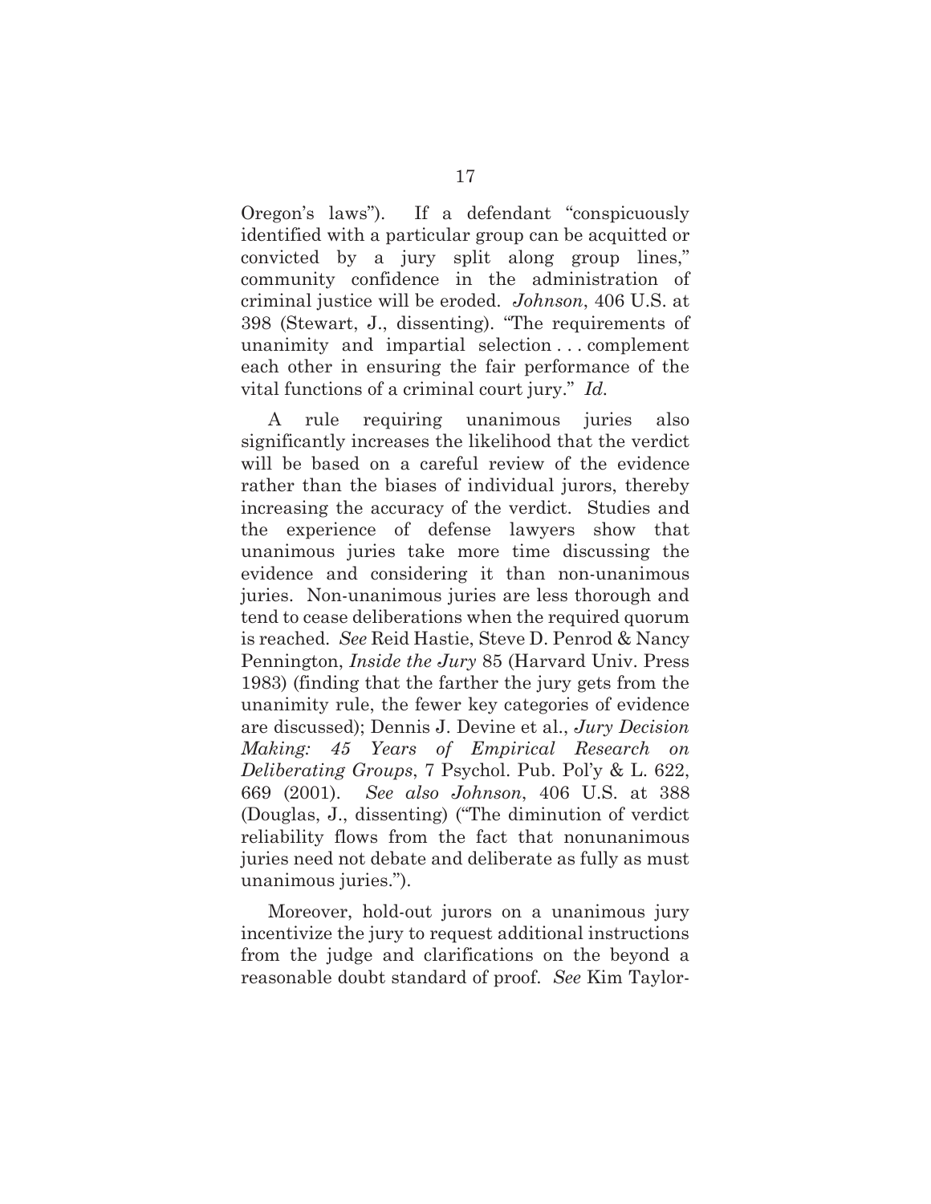Oregon's laws"). If a defendant "conspicuously identified with a particular group can be acquitted or convicted by a jury split along group lines," community confidence in the administration of criminal justice will be eroded. *Johnson*, 406 U.S. at 398 (Stewart, J., dissenting). "The requirements of unanimity and impartial selection . . . complement each other in ensuring the fair performance of the vital functions of a criminal court jury." *Id.*

A rule requiring unanimous juries also significantly increases the likelihood that the verdict will be based on a careful review of the evidence rather than the biases of individual jurors, thereby increasing the accuracy of the verdict. Studies and the experience of defense lawyers show that unanimous juries take more time discussing the evidence and considering it than non-unanimous juries. Non-unanimous juries are less thorough and tend to cease deliberations when the required quorum is reached. *See* Reid Hastie, Steve D. Penrod & Nancy Pennington, *Inside the Jury* 85 (Harvard Univ. Press 1983) (finding that the farther the jury gets from the unanimity rule, the fewer key categories of evidence are discussed); Dennis J. Devine et al., *Jury Decision Making: 45 Years of Empirical Research on Deliberating Groups*, 7 Psychol. Pub. Pol'y & L. 622, 669 (2001). *See also Johnson*, 406 U.S. at 388 (Douglas, J., dissenting) ("The diminution of verdict reliability flows from the fact that nonunanimous juries need not debate and deliberate as fully as must unanimous juries.").

Moreover, hold-out jurors on a unanimous jury incentivize the jury to request additional instructions from the judge and clarifications on the beyond a reasonable doubt standard of proof. *See* Kim Taylor-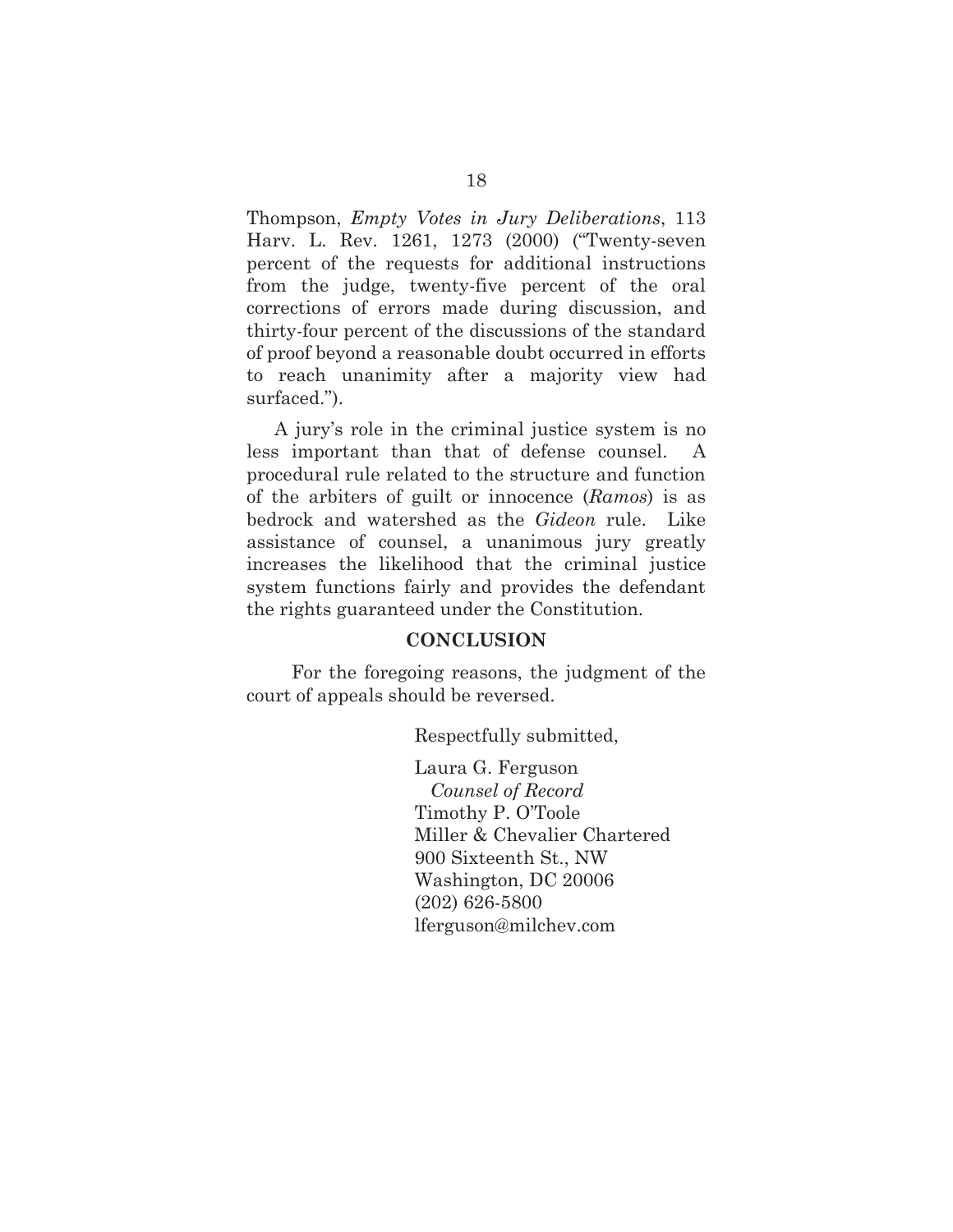Thompson, *Empty Votes in Jury Deliberations*, 113 Harv. L. Rev. 1261, 1273 (2000) ("Twenty-seven percent of the requests for additional instructions from the judge, twenty-five percent of the oral corrections of errors made during discussion, and thirty-four percent of the discussions of the standard of proof beyond a reasonable doubt occurred in efforts to reach unanimity after a majority view had surfaced.").

A jury's role in the criminal justice system is no less important than that of defense counsel. A procedural rule related to the structure and function of the arbiters of guilt or innocence (*Ramos*) is as bedrock and watershed as the *Gideon* rule. Like assistance of counsel, a unanimous jury greatly increases the likelihood that the criminal justice system functions fairly and provides the defendant the rights guaranteed under the Constitution.

## CONCLUSION

For the foregoing reasons, the judgment of the court of appeals should be reversed.

Respectfully submitted,

Laura G. Ferguson
*Counsel of Record*
Timothy P. O'Toole
Miller & Chevalier Chartered
900 Sixteenth St., NW
Washington, DC 20006
(202) 626-5800
lferguson@milchev.com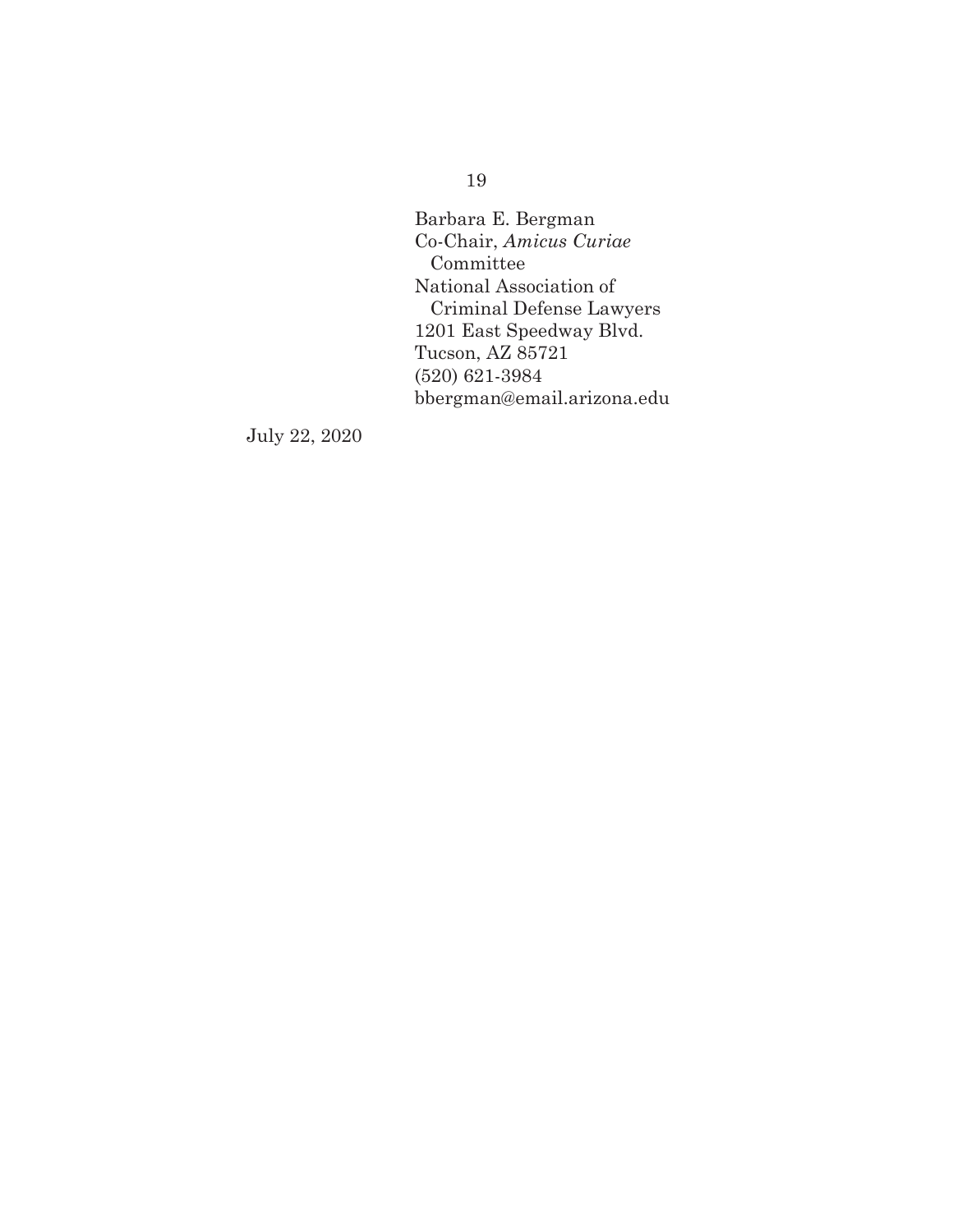Barbara E. Bergman
Co-Chair, *Amicus Curiae*
Committee
National Association of
Criminal Defense Lawyers
1201 East Speedway Blvd.
Tucson, AZ 85721
(520) 621-3984
bbergman@email.arizona.edu

July 22, 2020